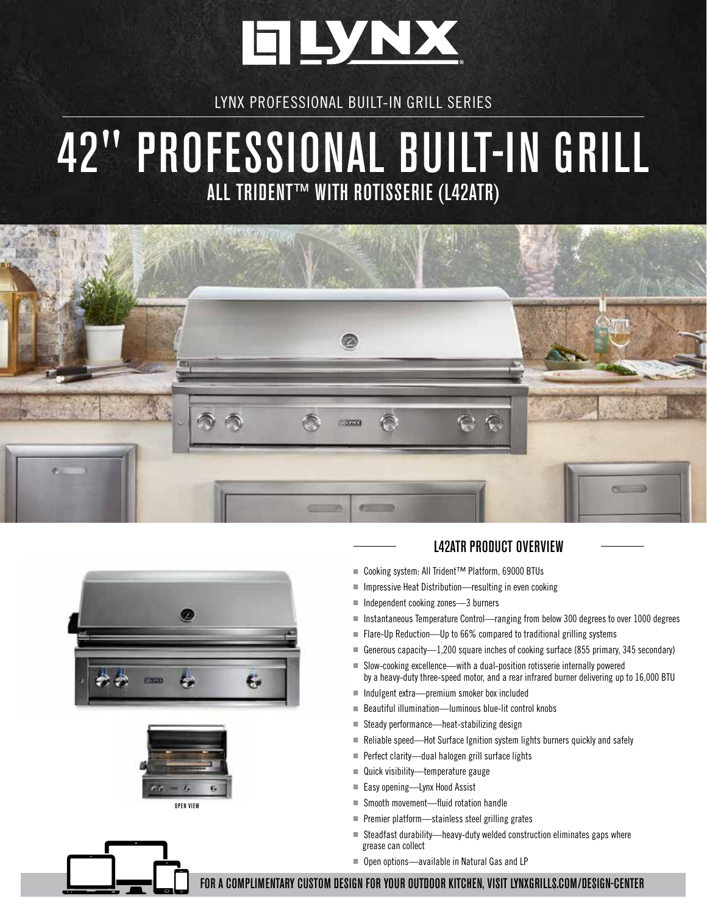LYNX PROFESSIONAL BUILT-IN GRILL SERIES

# 42" PROFESSIONAL BUILT-IN GRILL

## ALL TRIDENT™ WITH ROTISSERIE (L42ATR)

OPEN VIEW

### L42ATR PRODUCT OVERVIEW

- Cooking system: All Trident™ Platform, 69000 BTUs
- Impressive Heat Distribution—resulting in even cooking
- Independent cooking zones—3 burners
- Instantaneous Temperature Control—ranging from below 300 degrees to over 1000 degrees
- Flare-Up Reduction—Up to 66% compared to traditional grilling systems
- Generous capacity—1,200 square inches of cooking surface (855 primary, 345 secondary)
- Slow-cooking excellence—with a dual-position rotisserie internally powered by a heavy-duty three-speed motor, and a rear infrared burner delivering up to 16,000 BTU
- Indulgent extra—premium smoker box included
- Beautiful illumination—luminous blue-lit control knobs
- Steady performance—heat-stabilizing design
- Reliable speed—Hot Surface Ignition system lights burners quickly and safely
- Perfect clarity—dual halogen grill surface lights
- Quick visibility—temperature gauge
- Easy opening—Lynx Hood Assist
- Smooth movement—fluid rotation handle
- Premier platform—stainless steel grilling grates
- Steadfast durability—heavy-duty welded construction eliminates gaps where grease can collect
- Open options—available in Natural Gas and LP

**FOR A COMPLIMENTARY CUSTOM DESIGN FOR YOUR OUTDOOR KITCHEN, VISIT LYNXGRILLS.COM/DESIGN-CENTER**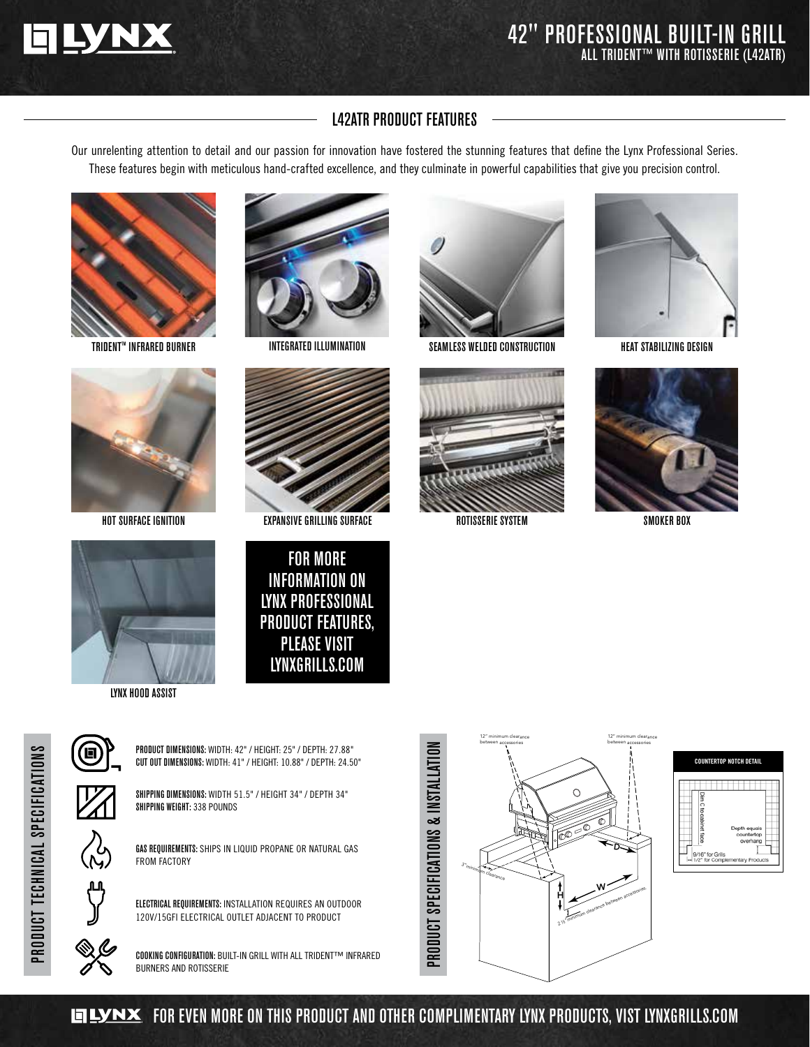# 42" PROFESSIONAL BUILT-IN GRILL

ALL TRIDENT™ WITH ROTISSERIE (L42ATR)

## L42ATR PRODUCT FEATURES

Our unrelenting attention to detail and our passion for innovation have fostered the stunning features that define the Lynx Professional Series. These features begin with meticulous hand-crafted excellence, and they culminate in powerful capabilities that give you precision control.

TRIDENT™ INFRARED BURNER

INTEGRATED ILLUMINATION

SEAMLESS WELDED CONSTRUCTION

HEAT STABILIZING DESIGN

HOT SURFACE IGNITION

EXPANSIVE GRILLING SURFACE

ROTISSERIE SYSTEM

SMOKER BOX

LYNX HOOD ASSIST

FOR MORE INFORMATION ON LYNX PROFESSIONAL PRODUCT FEATURES, PLEASE VISIT LYNXGRILLS.COM

## PRODUCT TECHNICAL SPECIFICATIONS

**PRODUCT DIMENSIONS:** WIDTH: 42" / HEIGHT: 25" / DEPTH: 27.88"
**CUT OUT DIMENSIONS:** WIDTH: 41" / HEIGHT: 10.88" / DEPTH: 24.50"

**SHIPPING DIMENSIONS:** WIDTH 51.5" / HEIGHT 34" / DEPTH 34"
**SHIPPING WEIGHT:** 338 POUNDS

**GAS REQUIREMENTS:** SHIPS IN LIQUID PROPANE OR NATURAL GAS FROM FACTORY

**ELECTRICAL REQUIREMENTS:** INSTALLATION REQUIRES AN OUTDOOR 120V/15GFI ELECTRICAL OUTLET ADJACENT TO PRODUCT

**COOKING CONFIGURATION:** BUILT-IN GRILL WITH ALL TRIDENT™ INFRARED BURNERS AND ROTISSERIE

## PRODUCT SPECIFICATIONS & INSTALLATION

12" minimum clearance between accessories

12" minimum clearance between accessories

3" minimum clearance

2 ½" minimum clearance between accessories

H

W

D

COUNTERTOP NOTCH DETAIL

Dim C to cabinet face

Depth equals countertop overhang

9/16" for Grills
1/2" for Complementary Products

FOR EVEN MORE ON THIS PRODUCT AND OTHER COMPLIMENTARY LYNX PRODUCTS, VIST LYNXGRILLS.COM